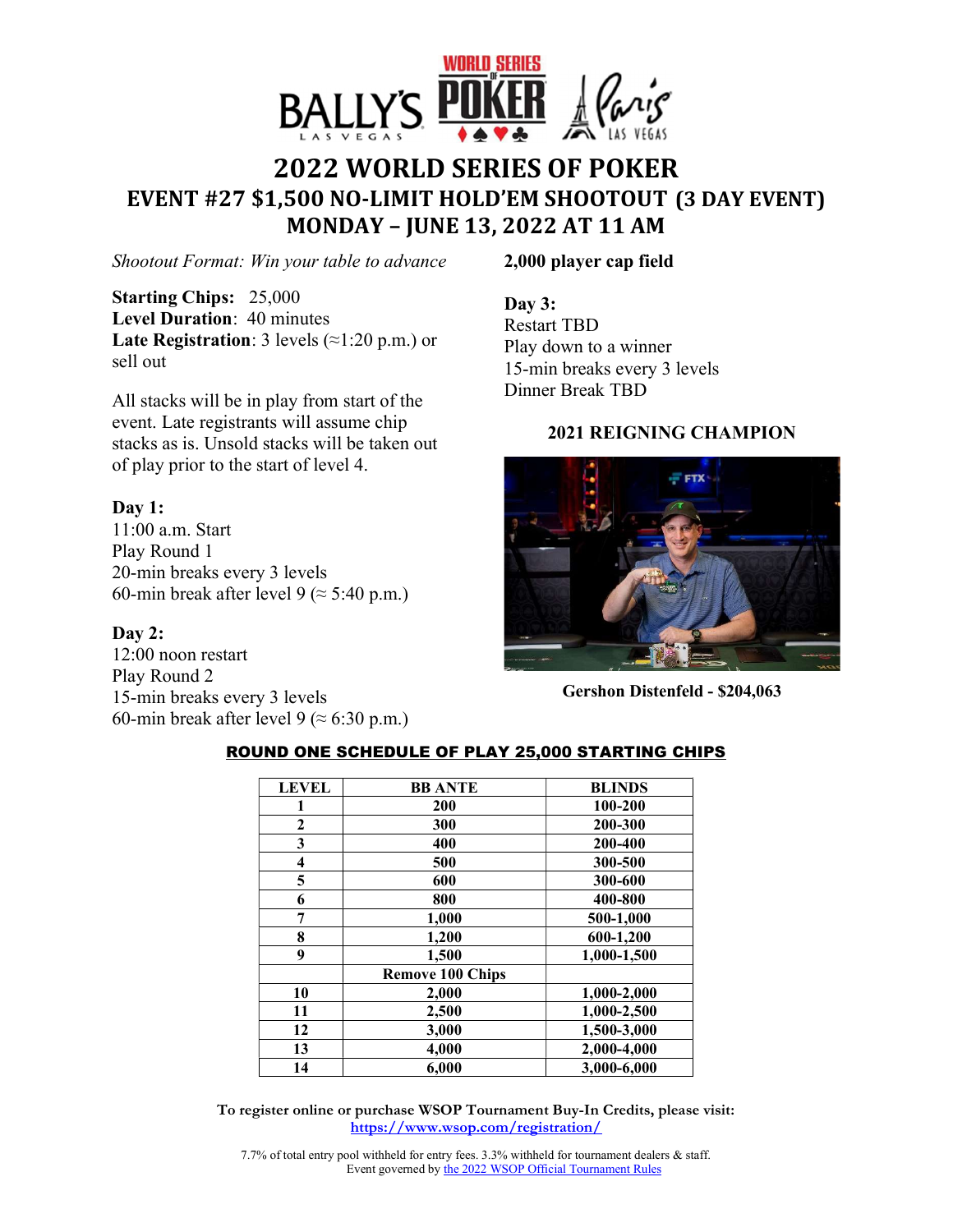# 2022 WORLD SERIES OF POKER

## EVENT #27 $1,500 NO-LIMIT HOLD'EM SHOOTOUT (3 DAY EVENT)

## MONDAY – JUNE 13, 2022 AT 11 AM

*Shootout Format: Win your table to advance*

**Starting Chips:** 25,000
**Level Duration**: 40 minutes
**Late Registration**: 3 levels (≈1:20 p.m.) or sell out

All stacks will be in play from start of the event. Late registrants will assume chip stacks as is. Unsold stacks will be taken out of play prior to the start of level 4.

**Day 1:**
11:00 a.m. Start
Play Round 1
20-min breaks every 3 levels
60-min break after level 9 (≈ 5:40 p.m.)

**Day 2:**
12:00 noon restart
Play Round 2
15-min breaks every 3 levels
60-min break after level 9 (≈ 6:30 p.m.)

**2,000 player cap field**

**Day 3:**
Restart TBD
Play down to a winner
15-min breaks every 3 levels
Dinner Break TBD

**2021 REIGNING CHAMPION**

**Gershon Distenfeld - $204,063**

**ROUND ONE SCHEDULE OF PLAY 25,000 STARTING CHIPS**

| LEVEL | BB ANTE | BLINDS |
|---|---|---|
| 1 | 200 | 100-200 |
| 2 | 300 | 200-300 |
| 3 | 400 | 200-400 |
| 4 | 500 | 300-500 |
| 5 | 600 | 300-600 |
| 6 | 800 | 400-800 |
| 7 | 1,000 | 500-1,000 |
| 8 | 1,200 | 600-1,200 |
| 9 | 1,500 | 1,000-1,500 |
| | Remove 100 Chips | |
| 10 | 2,000 | 1,000-2,000 |
| 11 | 2,500 | 1,000-2,500 |
| 12 | 3,000 | 1,500-3,000 |
| 13 | 4,000 | 2,000-4,000 |
| 14 | 6,000 | 3,000-6,000 |

**To register online or purchase WSOP Tournament Buy-In Credits, please visit:**
**https://www.wsop.com/registration/**

7.7% of total entry pool withheld for entry fees. 3.3% withheld for tournament dealers & staff.
Event governed by the 2022 WSOP Official Tournament Rules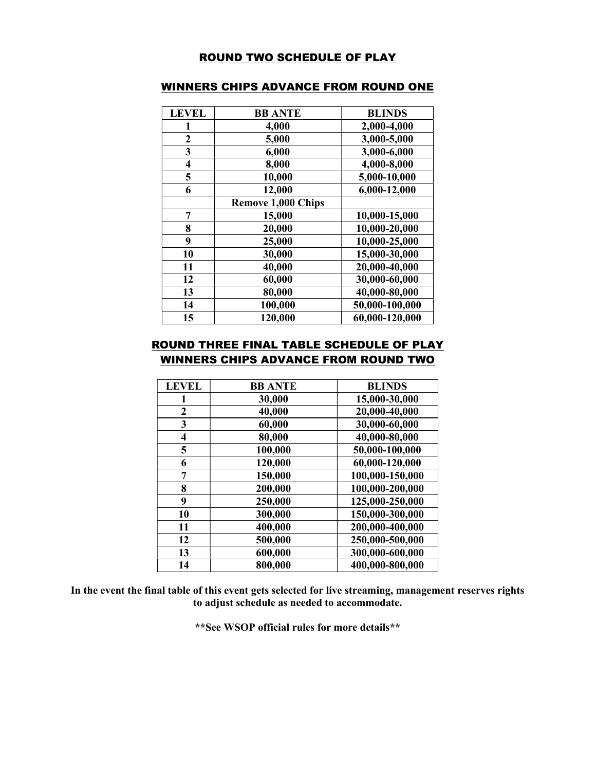## ROUND TWO SCHEDULE OF PLAY

## WINNERS CHIPS ADVANCE FROM ROUND ONE

| LEVEL | BB ANTE | BLINDS |
|---|---|---|
| 1 | 4,000 | 2,000-4,000 |
| 2 | 5,000 | 3,000-5,000 |
| 3 | 6,000 | 3,000-6,000 |
| 4 | 8,000 | 4,000-8,000 |
| 5 | 10,000 | 5,000-10,000 |
| 6 | 12,000 | 6,000-12,000 |
| | Remove 1,000 Chips | |
| 7 | 15,000 | 10,000-15,000 |
| 8 | 20,000 | 10,000-20,000 |
| 9 | 25,000 | 10,000-25,000 |
| 10 | 30,000 | 15,000-30,000 |
| 11 | 40,000 | 20,000-40,000 |
| 12 | 60,000 | 30,000-60,000 |
| 13 | 80,000 | 40,000-80,000 |
| 14 | 100,000 | 50,000-100,000 |
| 15 | 120,000 | 60,000-120,000 |

## ROUND THREE FINAL TABLE SCHEDULE OF PLAY
## WINNERS CHIPS ADVANCE FROM ROUND TWO

| LEVEL | BB ANTE | BLINDS |
|---|---|---|
| 1 | 30,000 | 15,000-30,000 |
| 2 | 40,000 | 20,000-40,000 |
| 3 | 60,000 | 30,000-60,000 |
| 4 | 80,000 | 40,000-80,000 |
| 5 | 100,000 | 50,000-100,000 |
| 6 | 120,000 | 60,000-120,000 |
| 7 | 150,000 | 100,000-150,000 |
| 8 | 200,000 | 100,000-200,000 |
| 9 | 250,000 | 125,000-250,000 |
| 10 | 300,000 | 150,000-300,000 |
| 11 | 400,000 | 200,000-400,000 |
| 12 | 500,000 | 250,000-500,000 |
| 13 | 600,000 | 300,000-600,000 |
| 14 | 800,000 | 400,000-800,000 |

**In the event the final table of this event gets selected for live streaming, management reserves rights to adjust schedule as needed to accommodate.**

****See WSOP official rules for more details****